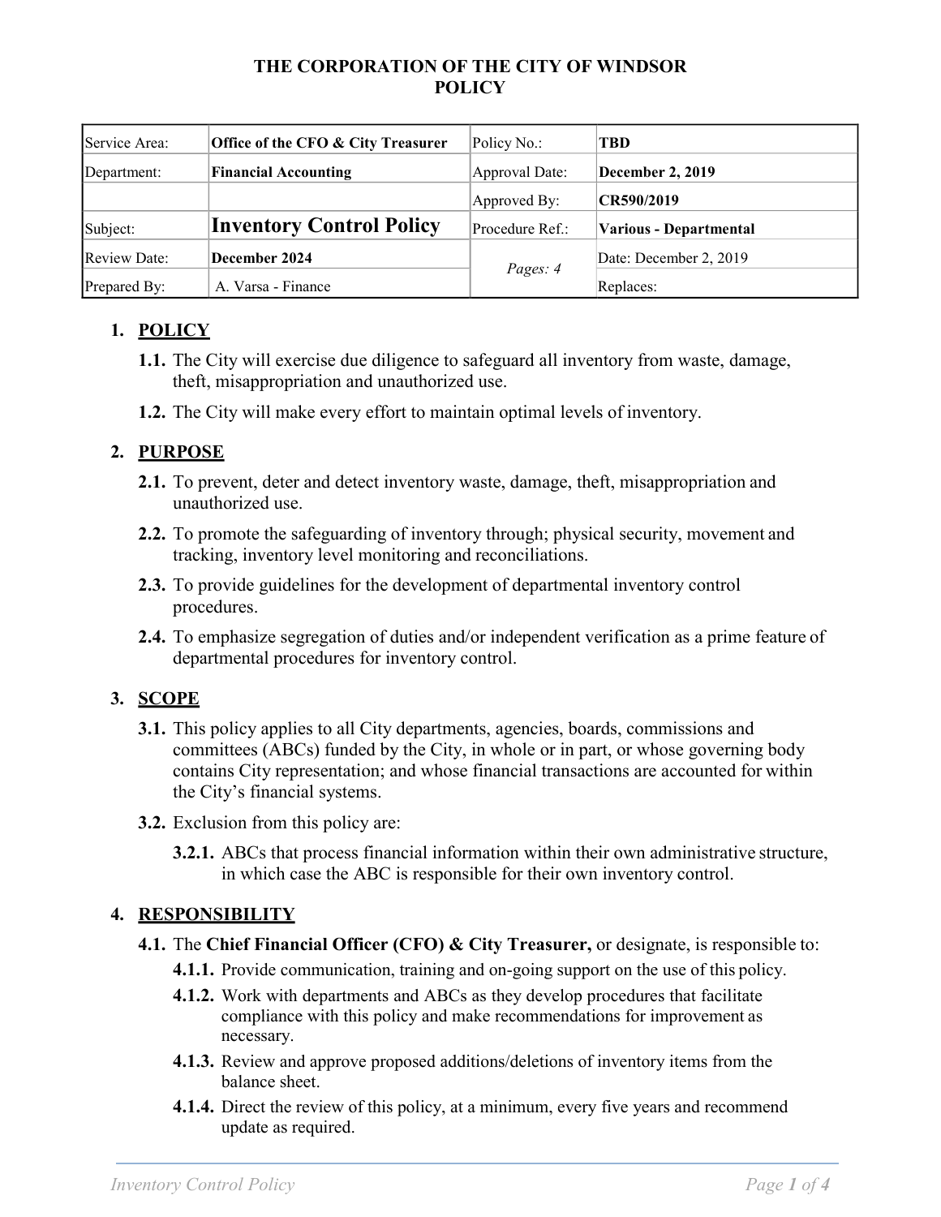# THE CORPORATION OF THE CITY OF WINDSOR
# POLICY

| Service Area: | **Office of the CFO & City Treasurer** | Policy No.: | **TBD** |
|---|---|---|---|
| Department: | **Financial Accounting** | Approval Date: | **December 2, 2019** |
| | | Approved By: | **CR590/2019** |
| Subject: | **Inventory Control Policy** | Procedure Ref.: | **Various - Departmental** |
| Review Date: | **December 2024** | *Pages: 4* | Date: December 2, 2019 |
| Prepared By: | A. Varsa - Finance | | Replaces: |

## 1. POLICY

**1.1.** The City will exercise due diligence to safeguard all inventory from waste, damage, theft, misappropriation and unauthorized use.

**1.2.** The City will make every effort to maintain optimal levels of inventory.

## 2. PURPOSE

**2.1.** To prevent, deter and detect inventory waste, damage, theft, misappropriation and unauthorized use.

**2.2.** To promote the safeguarding of inventory through; physical security, movement and tracking, inventory level monitoring and reconciliations.

**2.3.** To provide guidelines for the development of departmental inventory control procedures.

**2.4.** To emphasize segregation of duties and/or independent verification as a prime feature of departmental procedures for inventory control.

## 3. SCOPE

**3.1.** This policy applies to all City departments, agencies, boards, commissions and committees (ABCs) funded by the City, in whole or in part, or whose governing body contains City representation; and whose financial transactions are accounted for within the City's financial systems.

**3.2.** Exclusion from this policy are:

**3.2.1.** ABCs that process financial information within their own administrative structure, in which case the ABC is responsible for their own inventory control.

## 4. RESPONSIBILITY

**4.1.** The **Chief Financial Officer (CFO) & City Treasurer,** or designate, is responsible to:

**4.1.1.** Provide communication, training and on-going support on the use of this policy.

**4.1.2.** Work with departments and ABCs as they develop procedures that facilitate compliance with this policy and make recommendations for improvement as necessary.

**4.1.3.** Review and approve proposed additions/deletions of inventory items from the balance sheet.

**4.1.4.** Direct the review of this policy, at a minimum, every five years and recommend update as required.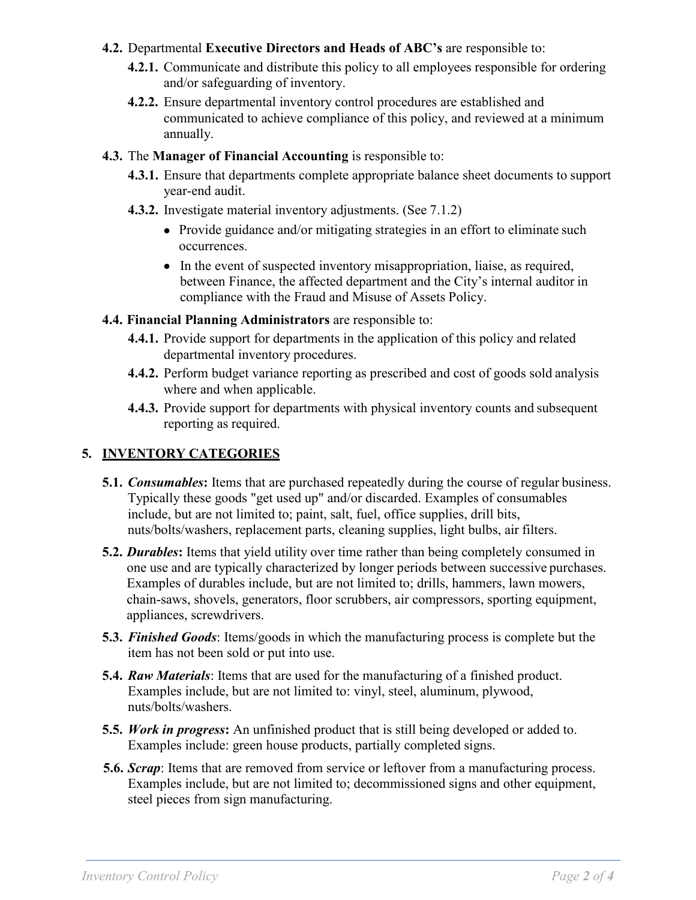**4.2.** Departmental **Executive Directors and Heads of ABC's** are responsible to:

**4.2.1.** Communicate and distribute this policy to all employees responsible for ordering and/or safeguarding of inventory.

**4.2.2.** Ensure departmental inventory control procedures are established and communicated to achieve compliance of this policy, and reviewed at a minimum annually.

**4.3.** The **Manager of Financial Accounting** is responsible to:

**4.3.1.** Ensure that departments complete appropriate balance sheet documents to support year-end audit.

**4.3.2.** Investigate material inventory adjustments. (See 7.1.2)

- Provide guidance and/or mitigating strategies in an effort to eliminate such occurrences.
- In the event of suspected inventory misappropriation, liaise, as required, between Finance, the affected department and the City's internal auditor in compliance with the Fraud and Misuse of Assets Policy.

**4.4.** **Financial Planning Administrators** are responsible to:

**4.4.1.** Provide support for departments in the application of this policy and related departmental inventory procedures.

**4.4.2.** Perform budget variance reporting as prescribed and cost of goods sold analysis where and when applicable.

**4.4.3.** Provide support for departments with physical inventory counts and subsequent reporting as required.

## 5. INVENTORY CATEGORIES

**5.1.** ***Consumables*****:** Items that are purchased repeatedly during the course of regular business. Typically these goods "get used up" and/or discarded. Examples of consumables include, but are not limited to; paint, salt, fuel, office supplies, drill bits, nuts/bolts/washers, replacement parts, cleaning supplies, light bulbs, air filters.

**5.2.** ***Durables*****:** Items that yield utility over time rather than being completely consumed in one use and are typically characterized by longer periods between successive purchases. Examples of durables include, but are not limited to; drills, hammers, lawn mowers, chain-saws, shovels, generators, floor scrubbers, air compressors, sporting equipment, appliances, screwdrivers.

**5.3.** ***Finished Goods***: Items/goods in which the manufacturing process is complete but the item has not been sold or put into use.

**5.4.** ***Raw Materials***: Items that are used for the manufacturing of a finished product. Examples include, but are not limited to: vinyl, steel, aluminum, plywood, nuts/bolts/washers.

**5.5.** ***Work in progress*****:** An unfinished product that is still being developed or added to. Examples include: green house products, partially completed signs.

**5.6.** ***Scrap***: Items that are removed from service or leftover from a manufacturing process. Examples include, but are not limited to; decommissioned signs and other equipment, steel pieces from sign manufacturing.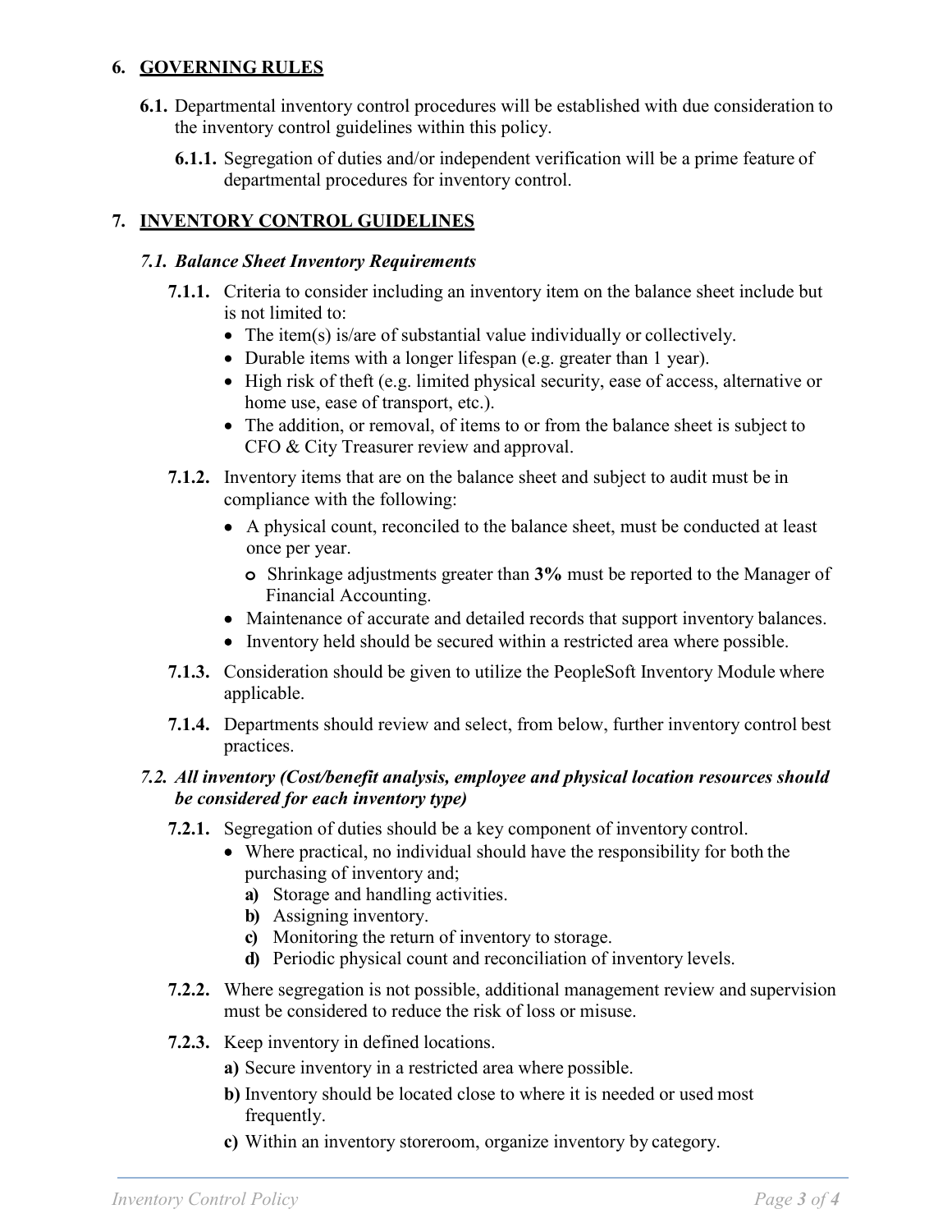## 6. GOVERNING RULES

**6.1.** Departmental inventory control procedures will be established with due consideration to the inventory control guidelines within this policy.

**6.1.1.** Segregation of duties and/or independent verification will be a prime feature of departmental procedures for inventory control.

## 7. INVENTORY CONTROL GUIDELINES

### *7.1. Balance Sheet Inventory Requirements*

**7.1.1.** Criteria to consider including an inventory item on the balance sheet include but is not limited to:

- The item(s) is/are of substantial value individually or collectively.
- Durable items with a longer lifespan (e.g. greater than 1 year).
- High risk of theft (e.g. limited physical security, ease of access, alternative or home use, ease of transport, etc.).
- The addition, or removal, of items to or from the balance sheet is subject to CFO & City Treasurer review and approval.

**7.1.2.** Inventory items that are on the balance sheet and subject to audit must be in compliance with the following:

- A physical count, reconciled to the balance sheet, must be conducted at least once per year.
  - Shrinkage adjustments greater than **3%** must be reported to the Manager of Financial Accounting.
- Maintenance of accurate and detailed records that support inventory balances.
- Inventory held should be secured within a restricted area where possible.

**7.1.3.** Consideration should be given to utilize the PeopleSoft Inventory Module where applicable.

**7.1.4.** Departments should review and select, from below, further inventory control best practices.

### *7.2. All inventory (Cost/benefit analysis, employee and physical location resources should be considered for each inventory type)*

**7.2.1.** Segregation of duties should be a key component of inventory control.

- Where practical, no individual should have the responsibility for both the purchasing of inventory and;
  - **a)** Storage and handling activities.
  - **b)** Assigning inventory.
  - **c)** Monitoring the return of inventory to storage.
  - **d)** Periodic physical count and reconciliation of inventory levels.

**7.2.2.** Where segregation is not possible, additional management review and supervision must be considered to reduce the risk of loss or misuse.

**7.2.3.** Keep inventory in defined locations.

**a)** Secure inventory in a restricted area where possible.

**b)** Inventory should be located close to where it is needed or used most frequently.

**c)** Within an inventory storeroom, organize inventory by category.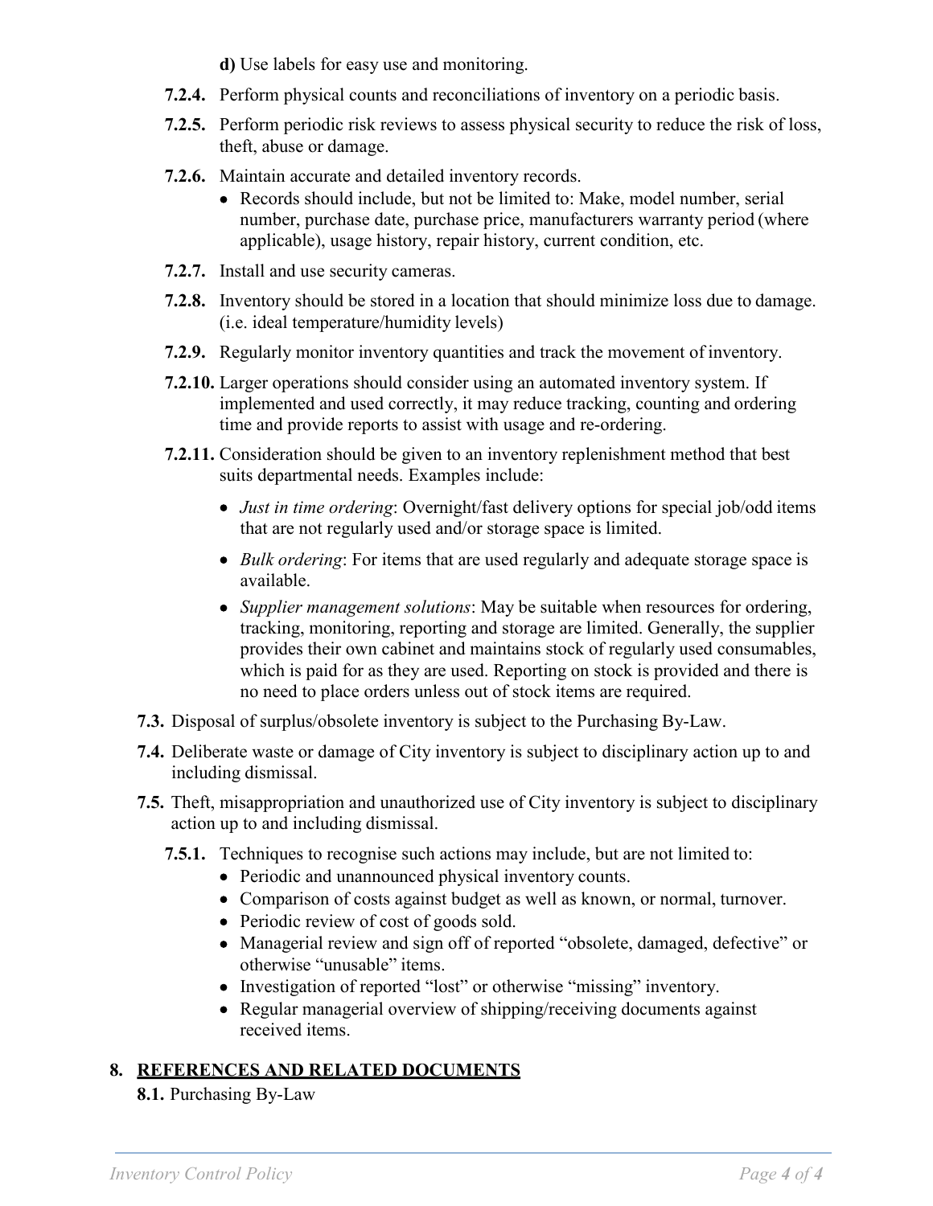**d)** Use labels for easy use and monitoring.

**7.2.4.** Perform physical counts and reconciliations of inventory on a periodic basis.

**7.2.5.** Perform periodic risk reviews to assess physical security to reduce the risk of loss, theft, abuse or damage.

**7.2.6.** Maintain accurate and detailed inventory records.

- Records should include, but not be limited to: Make, model number, serial number, purchase date, purchase price, manufacturers warranty period (where applicable), usage history, repair history, current condition, etc.

**7.2.7.** Install and use security cameras.

**7.2.8.** Inventory should be stored in a location that should minimize loss due to damage. (i.e. ideal temperature/humidity levels)

**7.2.9.** Regularly monitor inventory quantities and track the movement of inventory.

**7.2.10.** Larger operations should consider using an automated inventory system. If implemented and used correctly, it may reduce tracking, counting and ordering time and provide reports to assist with usage and re-ordering.

**7.2.11.** Consideration should be given to an inventory replenishment method that best suits departmental needs. Examples include:

- *Just in time ordering*: Overnight/fast delivery options for special job/odd items that are not regularly used and/or storage space is limited.
- *Bulk ordering*: For items that are used regularly and adequate storage space is available.
- *Supplier management solutions*: May be suitable when resources for ordering, tracking, monitoring, reporting and storage are limited. Generally, the supplier provides their own cabinet and maintains stock of regularly used consumables, which is paid for as they are used. Reporting on stock is provided and there is no need to place orders unless out of stock items are required.

**7.3.** Disposal of surplus/obsolete inventory is subject to the Purchasing By-Law.

**7.4.** Deliberate waste or damage of City inventory is subject to disciplinary action up to and including dismissal.

**7.5.** Theft, misappropriation and unauthorized use of City inventory is subject to disciplinary action up to and including dismissal.

**7.5.1.** Techniques to recognise such actions may include, but are not limited to:

- Periodic and unannounced physical inventory counts.
- Comparison of costs against budget as well as known, or normal, turnover.
- Periodic review of cost of goods sold.
- Managerial review and sign off of reported "obsolete, damaged, defective" or otherwise "unusable" items.
- Investigation of reported "lost" or otherwise "missing" inventory.
- Regular managerial overview of shipping/receiving documents against received items.

## 8. REFERENCES AND RELATED DOCUMENTS

**8.1.** Purchasing By-Law